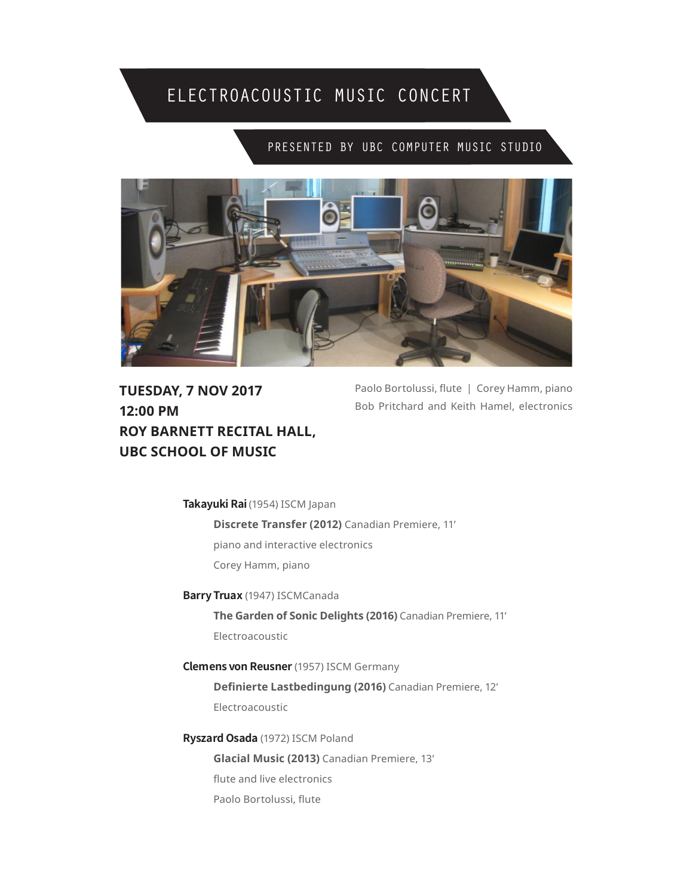# ELECTROACOUSTIC MUSIC CONCERT

## PRESENTED BY UBC COMPUTER MUSIC STUDIO

**TUESDAY, 7 NOV 2017**
**12:00 PM**
**ROY BARNETT RECITAL HALL,**
**UBC SCHOOL OF MUSIC**

Paolo Bortolussi, flute | Corey Hamm, piano
Bob Pritchard and Keith Hamel, electronics

**Takayuki Rai** (1954) ISCM Japan

**Discrete Transfer (2012)** Canadian Premiere, 11'
piano and interactive electronics
Corey Hamm, piano

**Barry Truax** (1947) ISCMCanada

**The Garden of Sonic Delights (2016)** Canadian Premiere, 11'
Electroacoustic

**Clemens von Reusner** (1957) ISCM Germany

**Definierte Lastbedingung (2016)** Canadian Premiere, 12'
Electroacoustic

**Ryszard Osada** (1972) ISCM Poland

**Glacial Music (2013)** Canadian Premiere, 13'
flute and live electronics
Paolo Bortolussi, flute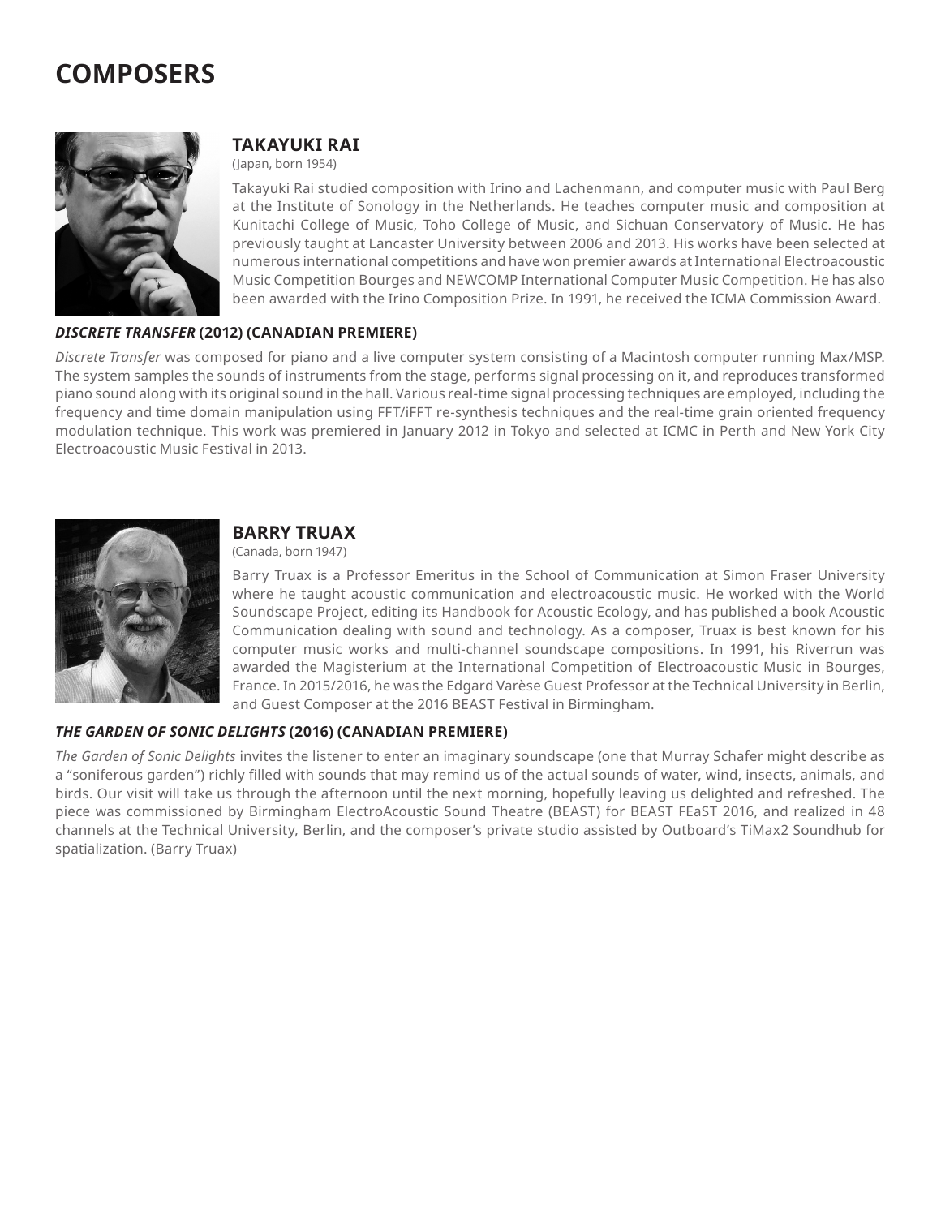# COMPOSERS

## TAKAYUKI RAI

(Japan, born 1954)

Takayuki Rai studied composition with Irino and Lachenmann, and computer music with Paul Berg at the Institute of Sonology in the Netherlands. He teaches computer music and composition at Kunitachi College of Music, Toho College of Music, and Sichuan Conservatory of Music. He has previously taught at Lancaster University between 2006 and 2013. His works have been selected at numerous international competitions and have won premier awards at International Electroacoustic Music Competition Bourges and NEWCOMP International Computer Music Competition. He has also been awarded with the Irino Composition Prize. In 1991, he received the ICMA Commission Award.

### *DISCRETE TRANSFER* (2012) (CANADIAN PREMIERE)

*Discrete Transfer* was composed for piano and a live computer system consisting of a Macintosh computer running Max/MSP. The system samples the sounds of instruments from the stage, performs signal processing on it, and reproduces transformed piano sound along with its original sound in the hall. Various real-time signal processing techniques are employed, including the frequency and time domain manipulation using FFT/iFFT re-synthesis techniques and the real-time grain oriented frequency modulation technique. This work was premiered in January 2012 in Tokyo and selected at ICMC in Perth and New York City Electroacoustic Music Festival in 2013.

## BARRY TRUAX

(Canada, born 1947)

Barry Truax is a Professor Emeritus in the School of Communication at Simon Fraser University where he taught acoustic communication and electroacoustic music. He worked with the World Soundscape Project, editing its Handbook for Acoustic Ecology, and has published a book Acoustic Communication dealing with sound and technology. As a composer, Truax is best known for his computer music works and multi-channel soundscape compositions. In 1991, his Riverrun was awarded the Magisterium at the International Competition of Electroacoustic Music in Bourges, France. In 2015/2016, he was the Edgard Varèse Guest Professor at the Technical University in Berlin, and Guest Composer at the 2016 BEAST Festival in Birmingham.

### *THE GARDEN OF SONIC DELIGHTS* (2016) (CANADIAN PREMIERE)

*The Garden of Sonic Delights* invites the listener to enter an imaginary soundscape (one that Murray Schafer might describe as a "soniferous garden") richly filled with sounds that may remind us of the actual sounds of water, wind, insects, animals, and birds. Our visit will take us through the afternoon until the next morning, hopefully leaving us delighted and refreshed. The piece was commissioned by Birmingham ElectroAcoustic Sound Theatre (BEAST) for BEAST FEaST 2016, and realized in 48 channels at the Technical University, Berlin, and the composer's private studio assisted by Outboard's TiMax2 Soundhub for spatialization. (Barry Truax)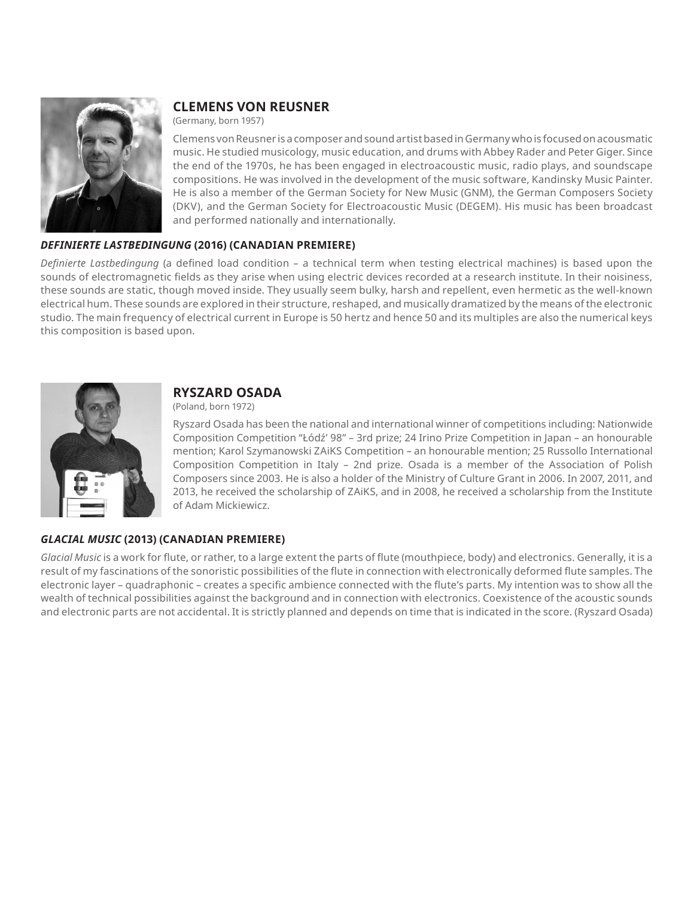## CLEMENS VON REUSNER

(Germany, born 1957)

Clemens von Reusner is a composer and sound artist based in Germany who is focused on acousmatic music. He studied musicology, music education, and drums with Abbey Rader and Peter Giger. Since the end of the 1970s, he has been engaged in electroacoustic music, radio plays, and soundscape compositions. He was involved in the development of the music software, Kandinsky Music Painter. He is also a member of the German Society for New Music (GNM), the German Composers Society (DKV), and the German Society for Electroacoustic Music (DEGEM). His music has been broadcast and performed nationally and internationally.

### *DEFINIERTE LASTBEDINGUNG* (2016) (CANADIAN PREMIERE)

*Definierte Lastbedingung* (a defined load condition – a technical term when testing electrical machines) is based upon the sounds of electromagnetic fields as they arise when using electric devices recorded at a research institute. In their noisiness, these sounds are static, though moved inside. They usually seem bulky, harsh and repellent, even hermetic as the well-known electrical hum. These sounds are explored in their structure, reshaped, and musically dramatized by the means of the electronic studio. The main frequency of electrical current in Europe is 50 hertz and hence 50 and its multiples are also the numerical keys this composition is based upon.

## RYSZARD OSADA

(Poland, born 1972)

Ryszard Osada has been the national and international winner of competitions including: Nationwide Composition Competition "Łódź' 98" – 3rd prize; 24 Irino Prize Competition in Japan – an honourable mention; Karol Szymanowski ZAiKS Competition – an honourable mention; 25 Russollo International Composition Competition in Italy – 2nd prize. Osada is a member of the Association of Polish Composers since 2003. He is also a holder of the Ministry of Culture Grant in 2006. In 2007, 2011, and 2013, he received the scholarship of ZAiKS, and in 2008, he received a scholarship from the Institute of Adam Mickiewicz.

### *GLACIAL MUSIC* (2013) (CANADIAN PREMIERE)

*Glacial Music* is a work for flute, or rather, to a large extent the parts of flute (mouthpiece, body) and electronics. Generally, it is a result of my fascinations of the sonoristic possibilities of the flute in connection with electronically deformed flute samples. The electronic layer – quadraphonic – creates a specific ambience connected with the flute's parts. My intention was to show all the wealth of technical possibilities against the background and in connection with electronics. Coexistence of the acoustic sounds and electronic parts are not accidental. It is strictly planned and depends on time that is indicated in the score. (Ryszard Osada)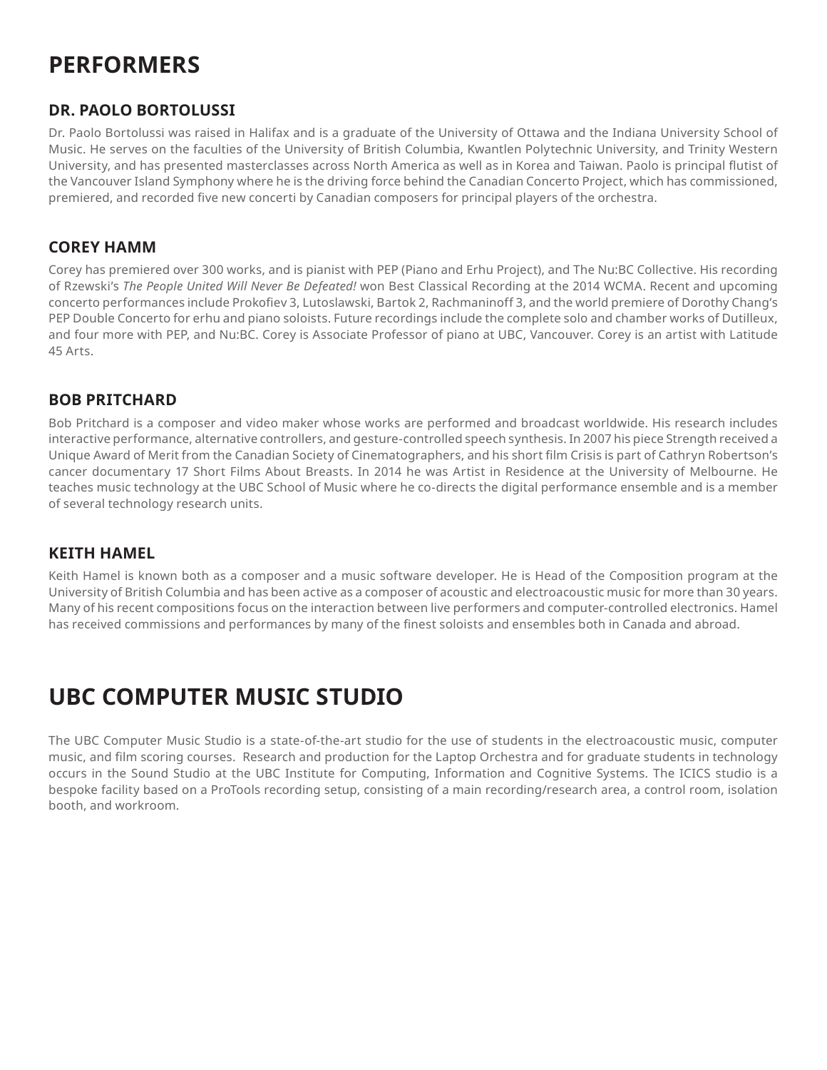# PERFORMERS

### DR. PAOLO BORTOLUSSI

Dr. Paolo Bortolussi was raised in Halifax and is a graduate of the University of Ottawa and the Indiana University School of Music. He serves on the faculties of the University of British Columbia, Kwantlen Polytechnic University, and Trinity Western University, and has presented masterclasses across North America as well as in Korea and Taiwan. Paolo is principal flutist of the Vancouver Island Symphony where he is the driving force behind the Canadian Concerto Project, which has commissioned, premiered, and recorded five new concerti by Canadian composers for principal players of the orchestra.

### COREY HAMM

Corey has premiered over 300 works, and is pianist with PEP (Piano and Erhu Project), and The Nu:BC Collective. His recording of Rzewski's *The People United Will Never Be Defeated!* won Best Classical Recording at the 2014 WCMA. Recent and upcoming concerto performances include Prokofiev 3, Lutoslawski, Bartok 2, Rachmaninoff 3, and the world premiere of Dorothy Chang's PEP Double Concerto for erhu and piano soloists. Future recordings include the complete solo and chamber works of Dutilleux, and four more with PEP, and Nu:BC. Corey is Associate Professor of piano at UBC, Vancouver. Corey is an artist with Latitude 45 Arts.

### BOB PRITCHARD

Bob Pritchard is a composer and video maker whose works are performed and broadcast worldwide. His research includes interactive performance, alternative controllers, and gesture-controlled speech synthesis. In 2007 his piece Strength received a Unique Award of Merit from the Canadian Society of Cinematographers, and his short film Crisis is part of Cathryn Robertson's cancer documentary 17 Short Films About Breasts. In 2014 he was Artist in Residence at the University of Melbourne. He teaches music technology at the UBC School of Music where he co-directs the digital performance ensemble and is a member of several technology research units.

### KEITH HAMEL

Keith Hamel is known both as a composer and a music software developer. He is Head of the Composition program at the University of British Columbia and has been active as a composer of acoustic and electroacoustic music for more than 30 years. Many of his recent compositions focus on the interaction between live performers and computer-controlled electronics. Hamel has received commissions and performances by many of the finest soloists and ensembles both in Canada and abroad.

# UBC COMPUTER MUSIC STUDIO

The UBC Computer Music Studio is a state-of-the-art studio for the use of students in the electroacoustic music, computer music, and film scoring courses. Research and production for the Laptop Orchestra and for graduate students in technology occurs in the Sound Studio at the UBC Institute for Computing, Information and Cognitive Systems. The ICICS studio is a bespoke facility based on a ProTools recording setup, consisting of a main recording/research area, a control room, isolation booth, and workroom.